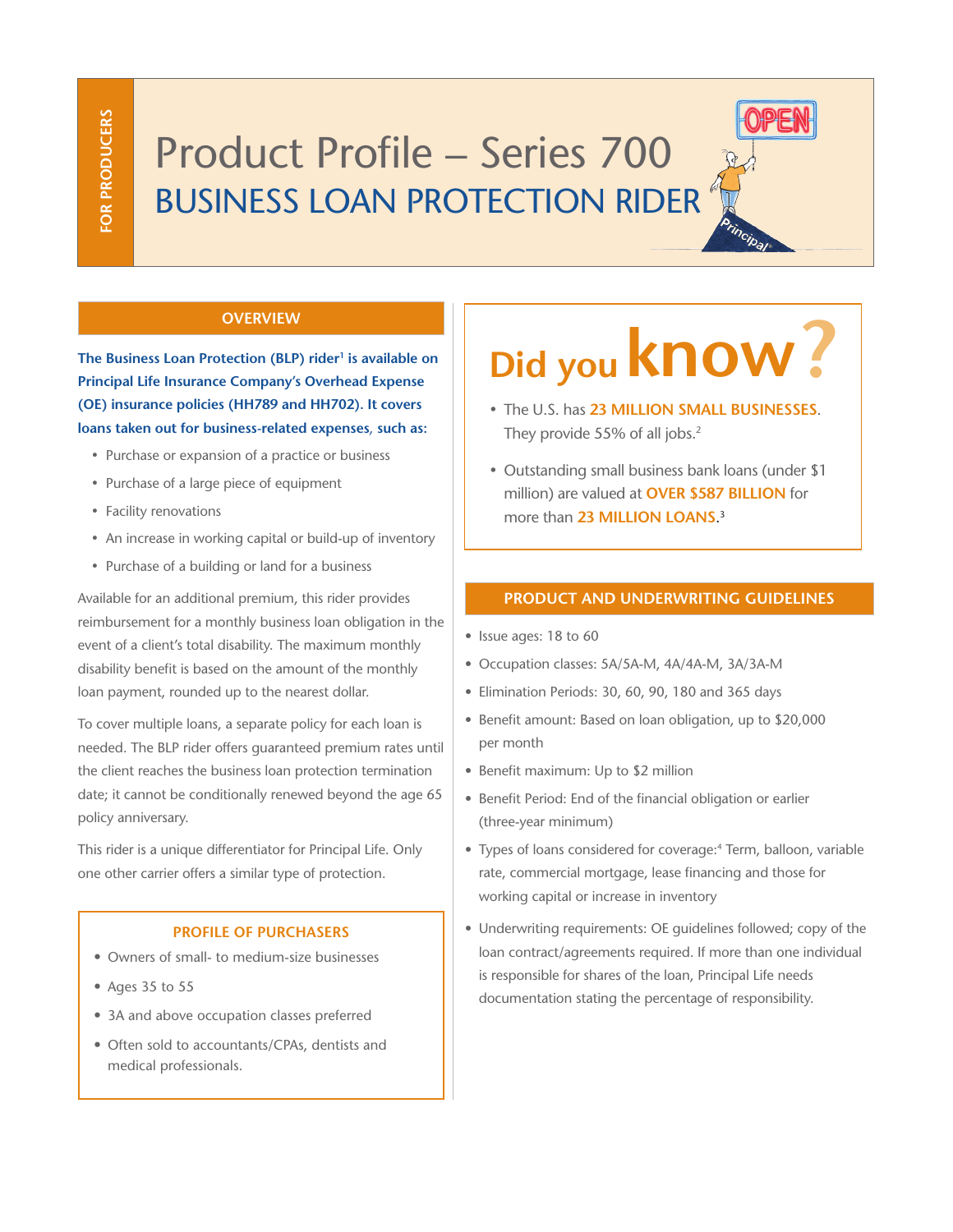FOR PRODUCERS

# Product Profile – Series 700

## BUSINESS LOAN PROTECTION RIDER

### OVERVIEW

**The Business Loan Protection (BLP) rider[1] is available on Principal Life Insurance Company's Overhead Expense (OE) insurance policies (HH789 and HH702). It covers loans taken out for business-related expenses, such as:**

- Purchase or expansion of a practice or business
- Purchase of a large piece of equipment
- Facility renovations
- An increase in working capital or build-up of inventory
- Purchase of a building or land for a business

Available for an additional premium, this rider provides reimbursement for a monthly business loan obligation in the event of a client's total disability. The maximum monthly disability benefit is based on the amount of the monthly loan payment, rounded up to the nearest dollar.

To cover multiple loans, a separate policy for each loan is needed. The BLP rider offers guaranteed premium rates until the client reaches the business loan protection termination date; it cannot be conditionally renewed beyond the age 65 policy anniversary.

This rider is a unique differentiator for Principal Life. Only one other carrier offers a similar type of protection.

### PROFILE OF PURCHASERS

- Owners of small- to medium-size businesses
- Ages 35 to 55
- 3A and above occupation classes preferred
- Often sold to accountants/CPAs, dentists and medical professionals.

## Did you know?

- The U.S. has **23 MILLION SMALL BUSINESSES**. They provide 55% of all jobs.[2]
- Outstanding small business bank loans (under $1 million) are valued at **OVER $587 BILLION** for more than **23 MILLION LOANS**.[3]

### PRODUCT AND UNDERWRITING GUIDELINES

- Issue ages: 18 to 60
- Occupation classes: 5A/5A-M, 4A/4A-M, 3A/3A-M
- Elimination Periods: 30, 60, 90, 180 and 365 days
- Benefit amount: Based on loan obligation, up to $20,000 per month
- Benefit maximum: Up to $2 million
- Benefit Period: End of the financial obligation or earlier (three-year minimum)
- Types of loans considered for coverage:[4] Term, balloon, variable rate, commercial mortgage, lease financing and those for working capital or increase in inventory
- Underwriting requirements: OE guidelines followed; copy of the loan contract/agreements required. If more than one individual is responsible for shares of the loan, Principal Life needs documentation stating the percentage of responsibility.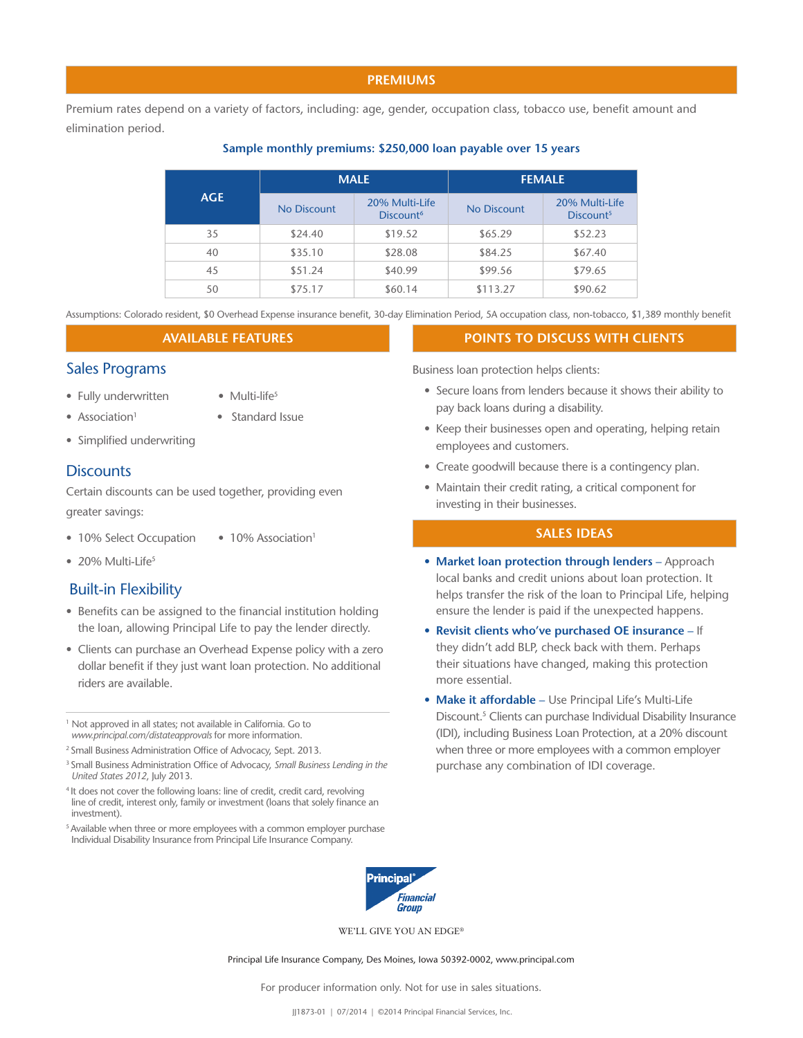## PREMIUMS

Premium rates depend on a variety of factors, including: age, gender, occupation class, tobacco use, benefit amount and elimination period.

**Sample monthly premiums: $250,000 loan payable over 15 years**

| AGE | MALE | | FEMALE | |
|---|---|---|---|---|
| | No Discount | 20% Multi-Life Discount[6] | No Discount | 20% Multi-Life Discount[5] |
| 35 | $24.40 | $19.52 | $65.29 | $52.23 |
| 40 | $35.10 | $28.08 | $84.25 | $67.40 |
| 45 | $51.24 | $40.99 | $99.56 | $79.65 |
| 50 | $75.17 | $60.14 | $113.27 | $90.62 |

Assumptions: Colorado resident, $0 Overhead Expense insurance benefit, 30-day Elimination Period, 5A occupation class, non-tobacco, $1,389 monthly benefit

## AVAILABLE FEATURES

### Sales Programs

- Fully underwritten
- Association[1]
- Simplified underwriting
- Multi-life[5]
- Standard Issue

### Discounts

Certain discounts can be used together, providing even greater savings:

- 10% Select Occupation
- 10% Association[1]
- 20% Multi-Life[5]

### Built-in Flexibility

- Benefits can be assigned to the financial institution holding the loan, allowing Principal Life to pay the lender directly.
- Clients can purchase an Overhead Expense policy with a zero dollar benefit if they just want loan protection. No additional riders are available.

## POINTS TO DISCUSS WITH CLIENTS

Business loan protection helps clients:

- Secure loans from lenders because it shows their ability to pay back loans during a disability.
- Keep their businesses open and operating, helping retain employees and customers.
- Create goodwill because there is a contingency plan.
- Maintain their credit rating, a critical component for investing in their businesses.

## SALES IDEAS

- **Market loan protection through lenders** – Approach local banks and credit unions about loan protection. It helps transfer the risk of the loan to Principal Life, helping ensure the lender is paid if the unexpected happens.
- **Revisit clients who've purchased OE insurance** – If they didn't add BLP, check back with them. Perhaps their situations have changed, making this protection more essential.
- **Make it affordable** – Use Principal Life's Multi-Life Discount.[5] Clients can purchase Individual Disability Insurance (IDI), including Business Loan Protection, at a 20% discount when three or more employees with a common employer purchase any combination of IDI coverage.

---

[1] Not approved in all states; not available in California. Go to *www.principal.com/distateapprovals* for more information.

[2] Small Business Administration Office of Advocacy, Sept. 2013.

[3] Small Business Administration Office of Advocacy, *Small Business Lending in the United States 2012*, July 2013.

[4] It does not cover the following loans: line of credit, credit card, revolving line of credit, interest only, family or investment (loans that solely finance an investment).

[5] Available when three or more employees with a common employer purchase Individual Disability Insurance from Principal Life Insurance Company.

Principal Financial Group

WE'LL GIVE YOU AN EDGE®

Principal Life Insurance Company, Des Moines, Iowa 50392-0002, www.principal.com

For producer information only. Not for use in sales situations.

JJ1873-01 | 07/2014 | ©2014 Principal Financial Services, Inc.